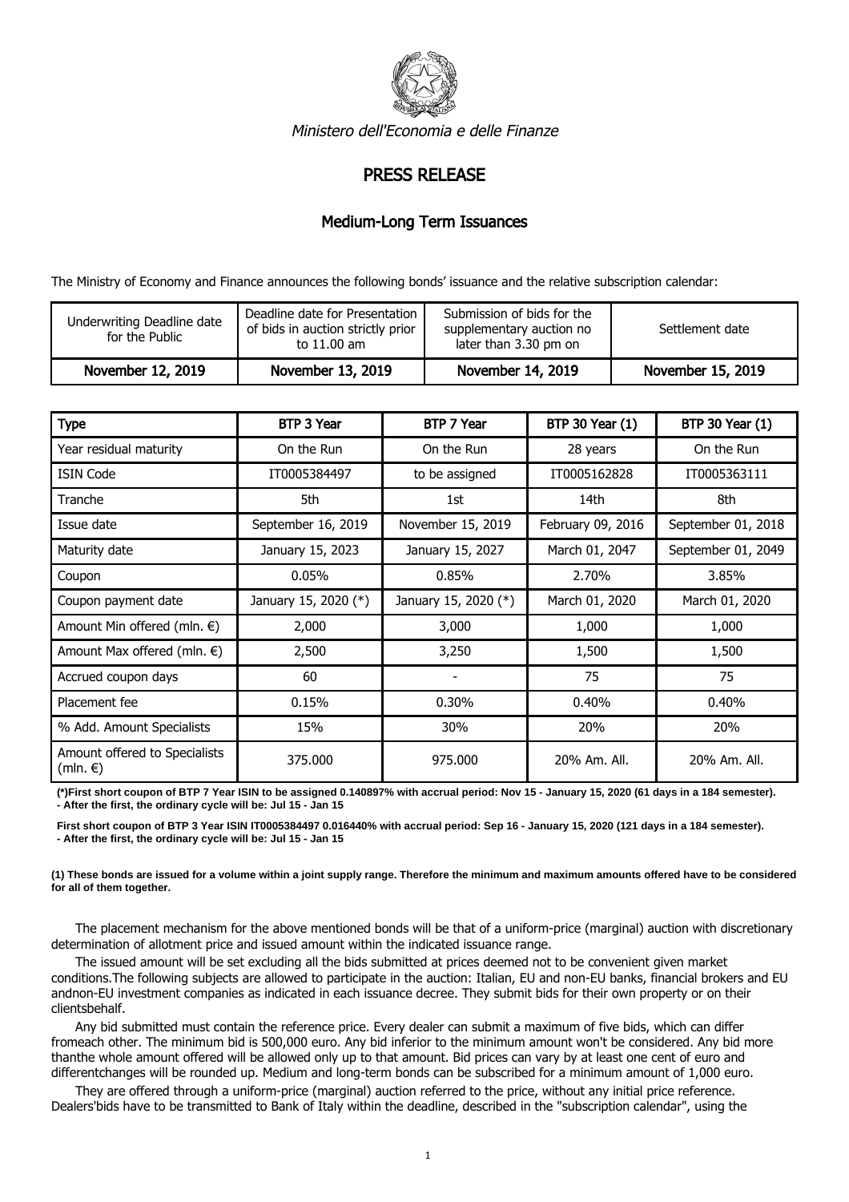*Ministero dell'Economia e delle Finanze*

# PRESS RELEASE

## Medium-Long Term Issuances

The Ministry of Economy and Finance announces the following bonds' issuance and the relative subscription calendar:

| Underwriting Deadline date for the Public | Deadline date for Presentation of bids in auction strictly prior to 11.00 am | Submission of bids for the supplementary auction no later than 3.30 pm on | Settlement date |
|---|---|---|---|
| **November 12, 2019** | **November 13, 2019** | **November 14, 2019** | **November 15, 2019** |

| Type | BTP 3 Year | BTP 7 Year | BTP 30 Year (1) | BTP 30 Year (1) |
|---|---|---|---|---|
| Year residual maturity | On the Run | On the Run | 28 years | On the Run |
| ISIN Code | IT0005384497 | to be assigned | IT0005162828 | IT0005363111 |
| Tranche | 5th | 1st | 14th | 8th |
| Issue date | September 16, 2019 | November 15, 2019 | February 09, 2016 | September 01, 2018 |
| Maturity date | January 15, 2023 | January 15, 2027 | March 01, 2047 | September 01, 2049 |
| Coupon | 0.05% | 0.85% | 2.70% | 3.85% |
| Coupon payment date | January 15, 2020 (*) | January 15, 2020 (*) | March 01, 2020 | March 01, 2020 |
| Amount Min offered (mln. €) | 2,000 | 3,000 | 1,000 | 1,000 |
| Amount Max offered (mln. €) | 2,500 | 3,250 | 1,500 | 1,500 |
| Accrued coupon days | 60 | - | 75 | 75 |
| Placement fee | 0.15% | 0.30% | 0.40% | 0.40% |
| % Add. Amount Specialists | 15% | 30% | 20% | 20% |
| Amount offered to Specialists (mln. €) | 375.000 | 975.000 | 20% Am. All. | 20% Am. All. |

**(*)First short coupon of BTP 7 Year ISIN to be assigned 0.140897% with accrual period: Nov 15 - January 15, 2020 (61 days in a 184 semester).**
**- After the first, the ordinary cycle will be: Jul 15 - Jan 15**

**First short coupon of BTP 3 Year ISIN IT0005384497 0.016440% with accrual period: Sep 16 - January 15, 2020 (121 days in a 184 semester).**
**- After the first, the ordinary cycle will be: Jul 15 - Jan 15**

**(1) These bonds are issued for a volume within a joint supply range. Therefore the minimum and maximum amounts offered have to be considered for all of them together.**

The placement mechanism for the above mentioned bonds will be that of a uniform-price (marginal) auction with discretionary determination of allotment price and issued amount within the indicated issuance range.

The issued amount will be set excluding all the bids submitted at prices deemed not to be convenient given market conditions.The following subjects are allowed to participate in the auction: Italian, EU and non-EU banks, financial brokers and EU andnon-EU investment companies as indicated in each issuance decree. They submit bids for their own property or on their clientsbehalf.

Any bid submitted must contain the reference price. Every dealer can submit a maximum of five bids, which can differ fromeach other. The minimum bid is 500,000 euro. Any bid inferior to the minimum amount won't be considered. Any bid more thanthe whole amount offered will be allowed only up to that amount. Bid prices can vary by at least one cent of euro and differentchanges will be rounded up. Medium and long-term bonds can be subscribed for a minimum amount of 1,000 euro.

They are offered through a uniform-price (marginal) auction referred to the price, without any initial price reference. Dealers'bids have to be transmitted to Bank of Italy within the deadline, described in the "subscription calendar", using the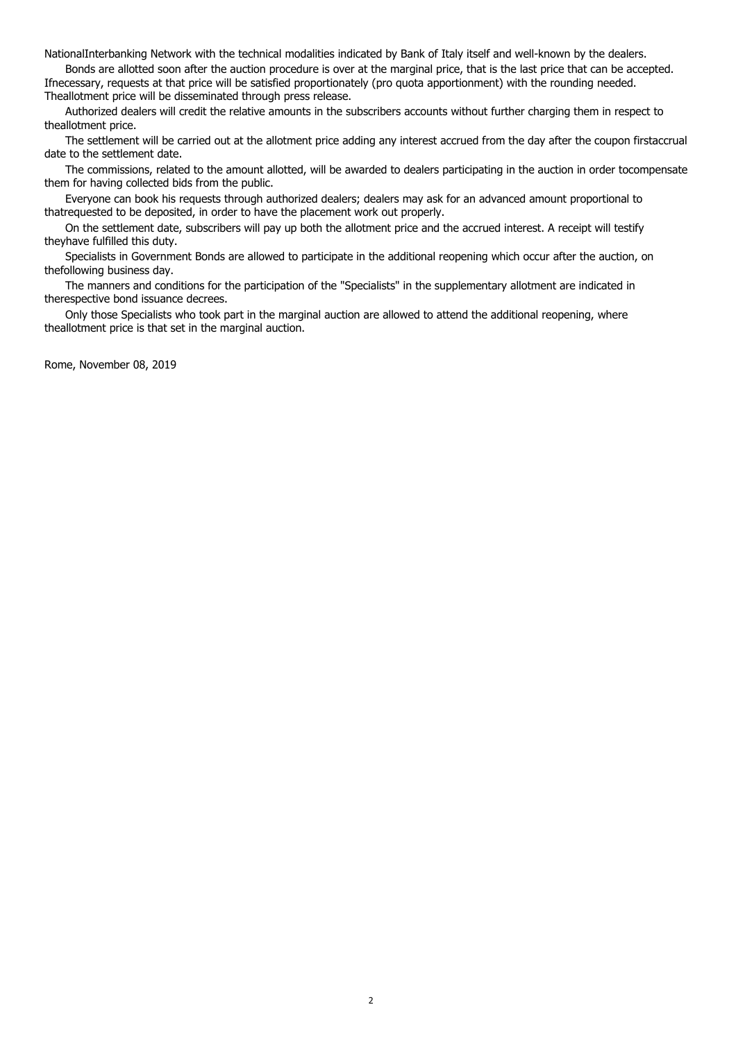NationalInterbanking Network with the technical modalities indicated by Bank of Italy itself and well-known by the dealers.

Bonds are allotted soon after the auction procedure is over at the marginal price, that is the last price that can be accepted. Ifnecessary, requests at that price will be satisfied proportionately (pro quota apportionment) with the rounding needed. Theallotment price will be disseminated through press release.

Authorized dealers will credit the relative amounts in the subscribers accounts without further charging them in respect to theallotment price.

The settlement will be carried out at the allotment price adding any interest accrued from the day after the coupon firstaccrual date to the settlement date.

The commissions, related to the amount allotted, will be awarded to dealers participating in the auction in order tocompensate them for having collected bids from the public.

Everyone can book his requests through authorized dealers; dealers may ask for an advanced amount proportional to thatrequested to be deposited, in order to have the placement work out properly.

On the settlement date, subscribers will pay up both the allotment price and the accrued interest. A receipt will testify theyhave fulfilled this duty.

Specialists in Government Bonds are allowed to participate in the additional reopening which occur after the auction, on thefollowing business day.

The manners and conditions for the participation of the "Specialists" in the supplementary allotment are indicated in therespective bond issuance decrees.

Only those Specialists who took part in the marginal auction are allowed to attend the additional reopening, where theallotment price is that set in the marginal auction.

Rome, November 08, 2019